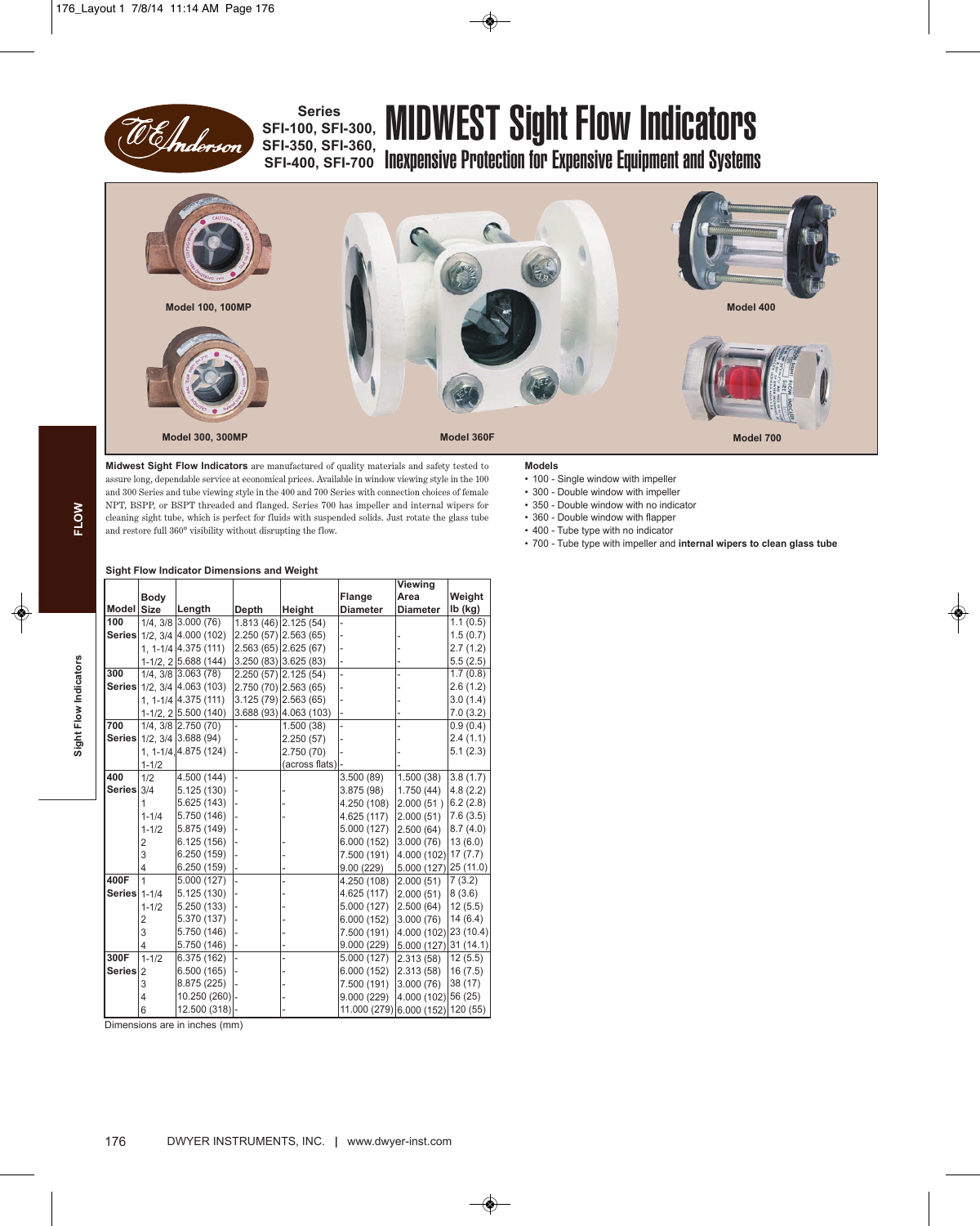# MIDWEST Sight Flow Indicators

**Series SFI-100, SFI-300, SFI-350, SFI-360, SFI-400, SFI-700**

## Inexpensive Protection for Expensive Equipment and Systems

Model 100, 100MP

Model 300, 300MP

Model 360F

Model 400

Model 700

**Midwest Sight Flow Indicators** are manufactured of quality materials and safety tested to assure long, dependable service at economical prices. Available in window viewing style in the 100 and 300 Series and tube viewing style in the 400 and 700 Series with connection choices of female NPT, BSPP, or BSPT threaded and flanged. Series 700 has impeller and internal wipers for cleaning sight tube, which is perfect for fluids with suspended solids. Just rotate the glass tube and restore full 360° visibility without disrupting the flow.

### Models

- 100 - Single window with impeller
- 300 - Double window with impeller
- 350 - Double window with no indicator
- 360 - Double window with flapper
- 400 - Tube type with no indicator
- 700 - Tube type with impeller and **internal wipers to clean glass tube**

### Sight Flow Indicator Dimensions and Weight

| Model | Body Size | Length | Depth | Height | Flange Diameter | Viewing Area Diameter | Weight lb (kg) |
|---|---|---|---|---|---|---|---|
| 100 Series | 1/4, 3/8 | 3.000 (76) | 1.813 (46) | 2.125 (54) | - | | 1.1 (0.5) |
| | 1/2, 3/4 | 4.000 (102) | 2.250 (57) | 2.563 (65) | - | - | 1.5 (0.7) |
| | 1, 1-1/4 | 4.375 (111) | 2.563 (65) | 2.625 (67) | - | - | 2.7 (1.2) |
| | 1-1/2, 2 | 5.688 (144) | 3.250 (83) | 3.625 (83) | - | - | 5.5 (2.5) |
| 300 Series | 1/4, 3/8 | 3.063 (78) | 2.250 (57) | 2.125 (54) | - | - | 1.7 (0.8) |
| | 1/2, 3/4 | 4.063 (103) | 2.750 (70) | 2.563 (65) | - | - | 2.6 (1.2) |
| | 1, 1-1/4 | 4.375 (111) | 3.125 (79) | 2.563 (65) | - | - | 3.0 (1.4) |
| | 1-1/2, 2 | 5.500 (140) | 3.688 (93) | 4.063 (103) | - | - | 7.0 (3.2) |
| 700 Series | 1/4, 3/8 | 2.750 (70) | - | 1.500 (38) | - | - | 0.9 (0.4) |
| | 1/2, 3/4 | 3.688 (94) | - | 2.250 (57) | - | - | 2.4 (1.1) |
| | 1, 1-1/4, 1-1/2 | 4.875 (124) | - | 2.750 (70) (across flats) | - | - | 5.1 (2.3) |
| 400 Series | 1/2 | 4.500 (144) | - | | 3.500 (89) | 1.500 (38) | 3.8 (1.7) |
| | 3/4 | 5.125 (130) | - | - | 3.875 (98) | 1.750 (44) | 4.8 (2.2) |
| | 1 | 5.625 (143) | - | - | 4.250 (108) | 2.000 (51 ) | 6.2 (2.8) |
| | 1-1/4 | 5.750 (146) | - | - | 4.625 (117) | 2.000 (51) | 7.6 (3.5) |
| | 1-1/2 | 5.875 (149) | - | | 5.000 (127) | 2.500 (64) | 8.7 (4.0) |
| | 2 | 6.125 (156) | - | - | 6.000 (152) | 3.000 (76) | 13 (6.0) |
| | 3 | 6.250 (159) | - | - | 7.500 (191) | 4.000 (102) | 17 (7.7) |
| | 4 | 6.250 (159) | - | - | 9.00 (229) | 5.000 (127) | 25 (11.0) |
| 400F Series | 1 | 5.000 (127) | - | - | 4.250 (108) | 2.000 (51) | 7 (3.2) |
| | 1-1/4 | 5.125 (130) | - | - | 4.625 (117) | 2.000 (51) | 8 (3.6) |
| | 1-1/2 | 5.250 (133) | - | - | 5.000 (127) | 2.500 (64) | 12 (5.5) |
| | 2 | 5.370 (137) | - | - | 6.000 (152) | 3.000 (76) | 14 (6.4) |
| | 3 | 5.750 (146) | - | - | 7.500 (191) | 4.000 (102) | 23 (10.4) |
| | 4 | 5.750 (146) | - | - | 9.000 (229) | 5.000 (127) | 31 (14.1) |
| 300F Series | 1-1/2 | 6.375 (162) | - | - | 5.000 (127) | 2.313 (58) | 12 (5.5) |
| | 2 | 6.500 (165) | - | - | 6.000 (152) | 2.313 (58) | 16 (7.5) |
| | 3 | 8.875 (225) | - | - | 7.500 (191) | 3.000 (76) | 38 (17) |
| | 4 | 10.250 (260) | - | - | 9.000 (229) | 4.000 (102) | 56 (25) |
| | 6 | 12.500 (318) | - | - | 11.000 (279) | 6.000 (152) | 120 (55) |

Dimensions are in inches (mm)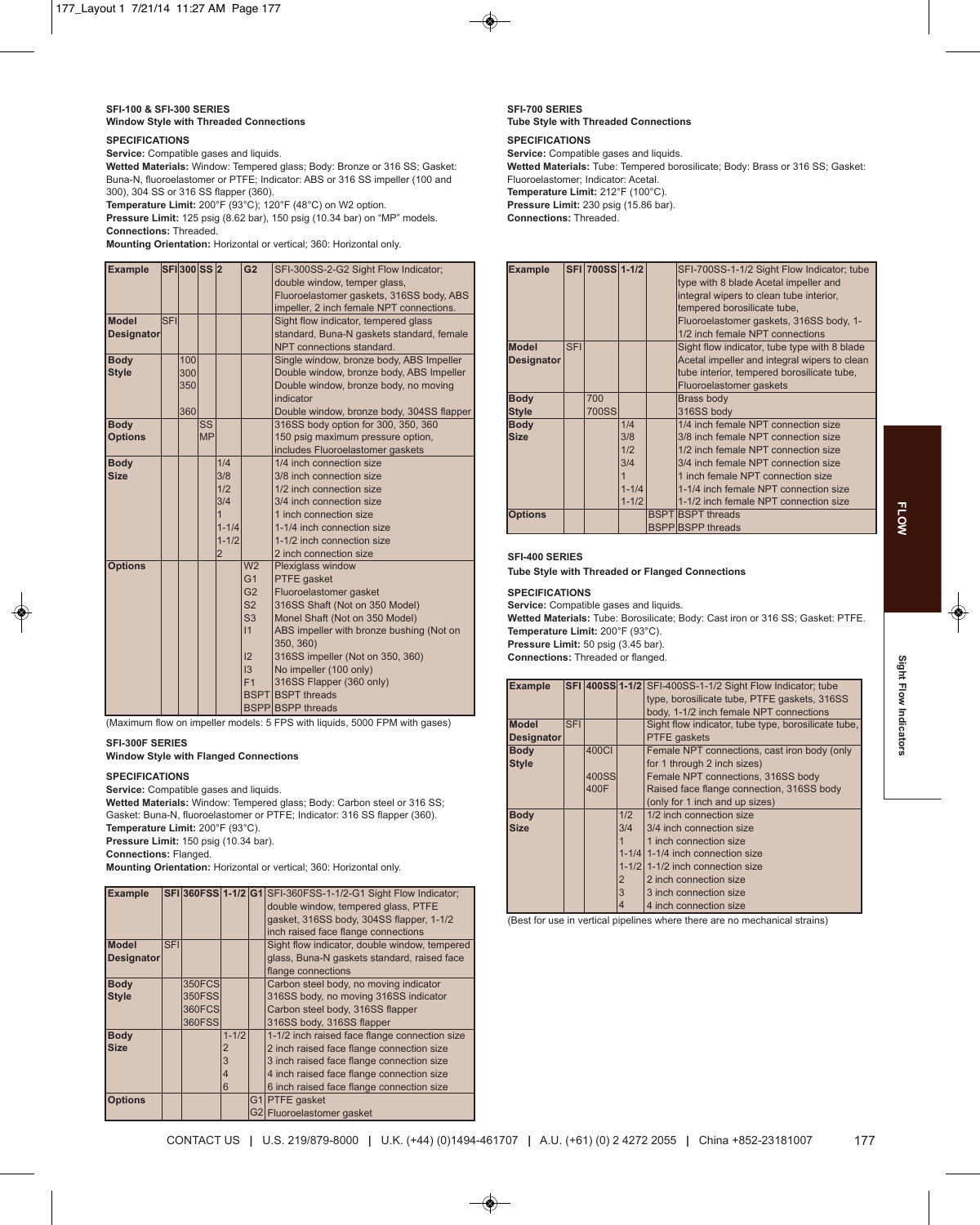**SFI-100 & SFI-300 SERIES**
**Window Style with Threaded Connections**

**SPECIFICATIONS**

**Service:** Compatible gases and liquids.
**Wetted Materials:** Window: Tempered glass; Body: Bronze or 316 SS; Gasket: Buna-N, fluoroelastomer or PTFE; Indicator: ABS or 316 SS impeller (100 and 300), 304 SS or 316 SS flapper (360).
**Temperature Limit:** 200°F (93°C); 120°F (48°C) on W2 option.
**Pressure Limit:** 125 psig (8.62 bar), 150 psig (10.34 bar) on "MP" models.
**Connections:** Threaded.
**Mounting Orientation:** Horizontal or vertical; 360: Horizontal only.

| Example | SFI | 300 | SS | 2 | G2 | SFI-300SS-2-G2 Sight Flow Indicator; double window, temper glass, Fluoroelastomer gaskets, 316SS body, ABS impeller, 2 inch female NPT connections. |
|---|---|---|---|---|---|---|
| Model Designator | SFI | | | | | Sight flow indicator, tempered glass standard, Buna-N gaskets standard, female NPT connections standard. |
| Body Style | | 100 | | | | Single window, bronze body, ABS Impeller |
| | | 300 | | | | Double window, bronze body, ABS Impeller |
| | | 350 | | | | Double window, bronze body, no moving indicator |
| | | 360 | | | | Double window, bronze body, 304SS flapper |
| Body Options | | | SS | | | 316SS body option for 300, 350, 360 |
| | | | MP | | | 150 psig maximum pressure option, includes Fluoroelastomer gaskets |
| Body Size | | | | 1/4 | | 1/4 inch connection size |
| | | | | 3/8 | | 3/8 inch connection size |
| | | | | 1/2 | | 1/2 inch connection size |
| | | | | 3/4 | | 3/4 inch connection size |
| | | | | 1 | | 1 inch connection size |
| | | | | 1-1/4 | | 1-1/4 inch connection size |
| | | | | 1-1/2 | | 1-1/2 inch connection size |
| | | | | 2 | | 2 inch connection size |
| Options | | | | | W2 | Plexiglass window |
| | | | | | G1 | PTFE gasket |
| | | | | | G2 | Fluoroelastomer gasket |
| | | | | | S2 | 316SS Shaft (Not on 350 Model) |
| | | | | | S3 | Monel Shaft (Not on 350 Model) |
| | | | | | I1 | ABS impeller with bronze bushing (Not on 350, 360) |
| | | | | | I2 | 316SS impeller (Not on 350, 360) |
| | | | | | I3 | No impeller (100 only) |
| | | | | | F1 | 316SS Flapper (360 only) |
| | | | | | BSPT | BSPT threads |
| | | | | | BSPP | BSPP threads |

(Maximum flow on impeller models: 5 FPS with liquids, 5000 FPM with gases)

**SFI-300F SERIES**
**Window Style with Flanged Connections**

**SPECIFICATIONS**

**Service:** Compatible gases and liquids.
**Wetted Materials:** Window: Tempered glass; Body: Carbon steel or 316 SS; Gasket: Buna-N, fluoroelastomer or PTFE; Indicator: 316 SS flapper (360).
**Temperature Limit:** 200°F (93°C).
**Pressure Limit:** 150 psig (10.34 bar).
**Connections:** Flanged.
**Mounting Orientation:** Horizontal or vertical; 360: Horizontal only.

| Example | SFI | 360FSS | 1-1/2 | G1 | SFI-360FSS-1-1/2-G1 Sight Flow Indicator; double window, tempered glass, PTFE gasket, 316SS body, 304SS flapper, 1-1/2 inch raised face flange connections |
|---|---|---|---|---|---|
| Model Designator | SFI | | | | Sight flow indicator, double window, tempered glass, Buna-N gaskets standard, raised face flange connections |
| Body Style | | 350FCS | | | Carbon steel body, no moving indicator |
| | | 350FSS | | | 316SS body, no moving 316SS indicator |
| | | 360FCS | | | Carbon steel body, 316SS flapper |
| | | 360FSS | | | 316SS body, 316SS flapper |
| Body Size | | | 1-1/2 | | 1-1/2 inch raised face flange connection size |
| | | | 2 | | 2 inch raised face flange connection size |
| | | | 3 | | 3 inch raised face flange connection size |
| | | | 4 | | 4 inch raised face flange connection size |
| | | | 6 | | 6 inch raised face flange connection size |
| Options | | | | G1 | PTFE gasket |
| | | | | G2 | Fluoroelastomer gasket |

**SFI-700 SERIES**
**Tube Style with Threaded Connections**

**SPECIFICATIONS**

**Service:** Compatible gases and liquids.
**Wetted Materials:** Tube: Tempered borosilicate; Body: Brass or 316 SS; Gasket: Fluoroelastomer; Indicator: Acetal.
**Temperature Limit:** 212°F (100°C).
**Pressure Limit:** 230 psig (15.86 bar).
**Connections:** Threaded.

| Example | SFI | 700SS | 1-1/2 | | SFI-700SS-1-1/2 Sight Flow Indicator; tube type with 8 blade Acetal impeller and integral wipers to clean tube interior, tempered borosilicate tube, Fluoroelastomer gaskets, 316SS body, 1-1/2 inch female NPT connections |
|---|---|---|---|---|---|
| Model Designator | SFI | | | | Sight flow indicator, tube type with 8 blade Acetal impeller and integral wipers to clean tube interior, tempered borosilicate tube, Fluoroelastomer gaskets |
| Body Style | | 700 | | | Brass body |
| | | 700SS | | | 316SS body |
| Body Size | | | 1/4 | | 1/4 inch female NPT connection size |
| | | | 3/8 | | 3/8 inch female NPT connection size |
| | | | 1/2 | | 1/2 inch female NPT connection size |
| | | | 3/4 | | 3/4 inch female NPT connection size |
| | | | 1 | | 1 inch female NPT connection size |
| | | | 1-1/4 | | 1-1/4 inch female NPT connection size |
| | | | 1-1/2 | | 1-1/2 inch female NPT connection size |
| Options | | | | BSPT | BSPT threads |
| | | | | BSPP | BSPP threads |

**SFI-400 SERIES**
**Tube Style with Threaded or Flanged Connections**

**SPECIFICATIONS**

**Service:** Compatible gases and liquids.
**Wetted Materials:** Tube: Borosilicate; Body: Cast iron or 316 SS; Gasket: PTFE.
**Temperature Limit:** 200°F (93°C).
**Pressure Limit:** 50 psig (3.45 bar).
**Connections:** Threaded or flanged.

| Example | SFI | 400SS | 1-1/2 | SFI-400SS-1-1/2 Sight Flow Indicator; tube type, borosilicate tube, PTFE gaskets, 316SS body, 1-1/2 inch female NPT connections |
|---|---|---|---|---|
| Model Designator | SFI | | | Sight flow indicator, tube type, borosilicate tube, PTFE gaskets |
| Body Style | | 400CI | | Female NPT connections, cast iron body (only for 1 through 2 inch sizes) |
| | | 400SS | | Female NPT connections, 316SS body |
| | | 400F | | Raised face flange connection, 316SS body (only for 1 inch and up sizes) |
| Body Size | | | 1/2 | 1/2 inch connection size |
| | | | 3/4 | 3/4 inch connection size |
| | | | 1 | 1 inch connection size |
| | | | 1-1/4 | 1-1/4 inch connection size |
| | | | 1-1/2 | 1-1/2 inch connection size |
| | | | 2 | 2 inch connection size |
| | | | 3 | 3 inch connection size |
| | | | 4 | 4 inch connection size |

(Best for use in vertical pipelines where there are no mechanical strains)